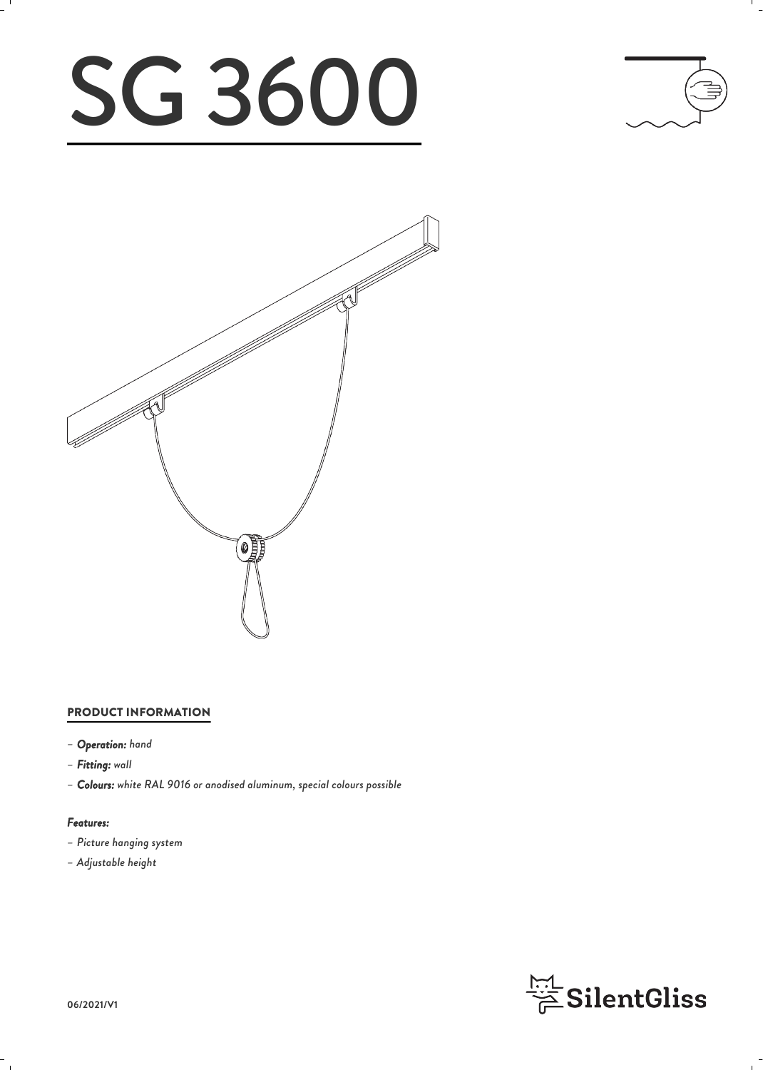# SG 3600

## PRODUCT INFORMATION

- ***Operation:*** *hand*
- ***Fitting:*** *wall*
- ***Colours:*** *white RAL 9016 or anodised aluminum, special colours possible*

***Features:***

- *Picture hanging system*
- *Adjustable height*

SilentGliss

06/2021/V1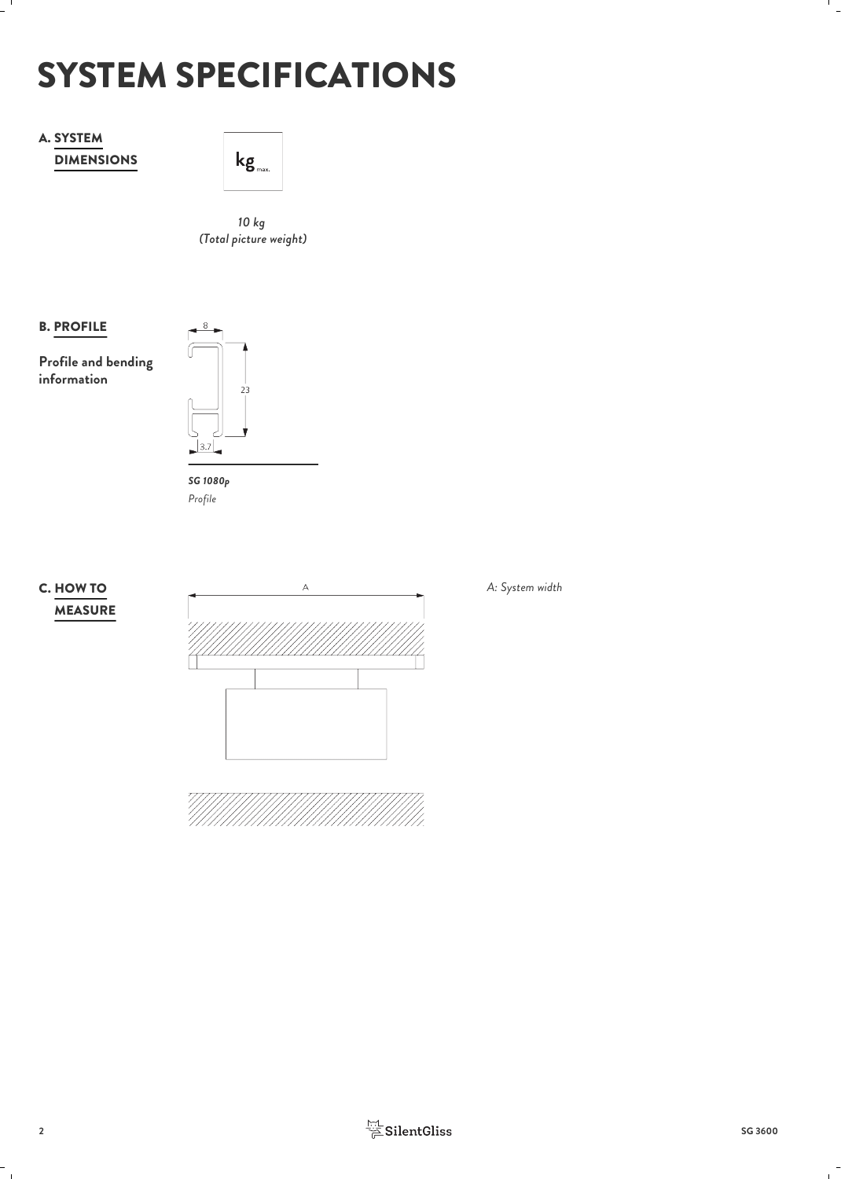# SYSTEM SPECIFICATIONS

## A. SYSTEM DIMENSIONS

kg max.

*10 kg*
*(Total picture weight)*

## B. PROFILE

**Profile and bending information**

8

23

3.7

***SG 1080p***
*Profile*

## C. HOW TO MEASURE

A

*A: System width*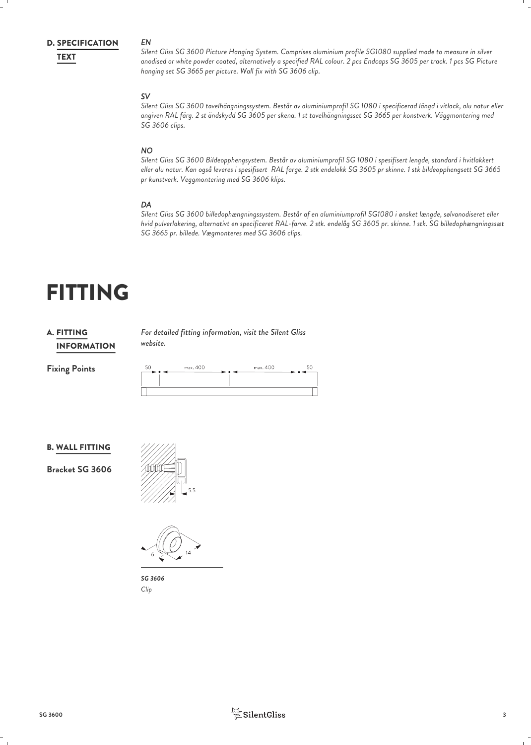## D. SPECIFICATION TEXT

*EN*

*Silent Gliss SG 3600 Picture Hanging System. Comprises aluminium profile SG1080 supplied made to measure in silver anodised or white powder coated, alternatively a specified RAL colour. 2 pcs Endcaps SG 3605 per track. 1 pcs SG Picture hanging set SG 3665 per picture. Wall fix with SG 3606 clip.*

*SV*

*Silent Gliss SG 3600 tavelhängningssystem. Består av aluminiumprofil SG 1080 i specificerad längd i vitlack, alu natur eller angiven RAL färg. 2 st ändskydd SG 3605 per skena. 1 st tavelhängningsset SG 3665 per konstverk. Väggmontering med SG 3606 clips.*

*NO*

*Silent Gliss SG 3600 Bildeopphengsystem. Består av aluminiumprofil SG 1080 i spesifisert lengde, standard i hvitlakkert eller alu natur. Kan også leveres i spesifisert RAL farge. 2 stk endelokk SG 3605 pr skinne. 1 stk bildeopphengsett SG 3665 pr kunstverk. Veggmontering med SG 3606 klips.*

*DA*

*Silent Gliss SG 3600 billedophængningssystem. Består af en aluminiumprofil SG1080 i ønsket længde, sølvanodiseret eller hvid pulverlakering, alternativt en specificeret RAL-farve. 2 stk. endelåg SG 3605 pr. skinne. 1 stk. SG billedophængningssæt SG 3665 pr. billede. Vægmonteres med SG 3606 clips.*

# FITTING

## A. FITTING INFORMATION

*For detailed fitting information, visit the Silent Gliss website.*

**Fixing Points**

50 max. 400 max. 400 50

## B. WALL FITTING

**Bracket SG 3606**

5.5

6 14

*SG 3606*
*Clip*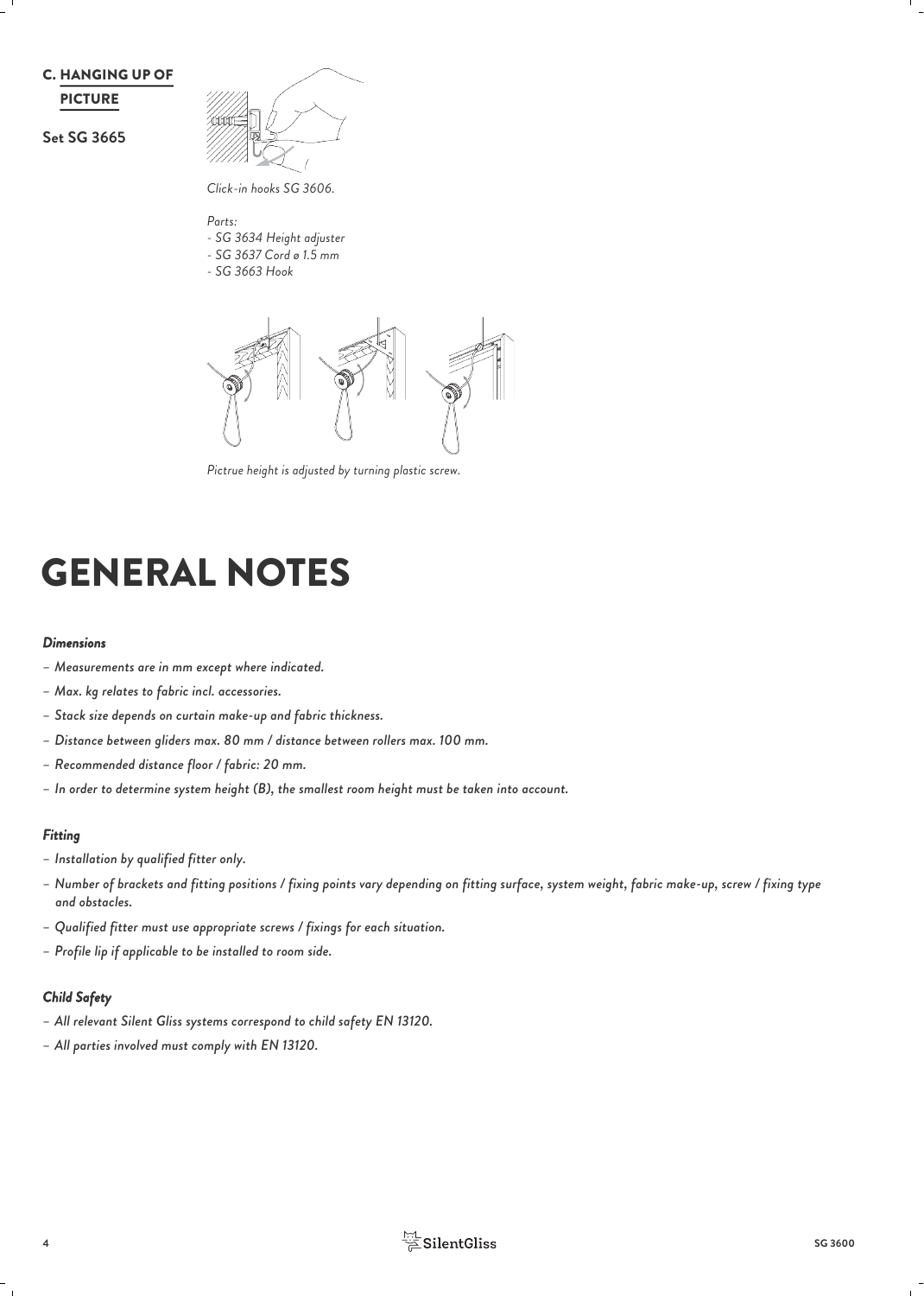## C. HANGING UP OF PICTURE

**Set SG 3665**

*Click-in hooks SG 3606.*

*Parts:*
*- SG 3634 Height adjuster*
*- SG 3637 Cord ø 1.5 mm*
*- SG 3663 Hook*

*Pictrue height is adjusted by turning plastic screw.*

# GENERAL NOTES

### *Dimensions*

- *Measurements are in mm except where indicated.*
- *Max. kg relates to fabric incl. accessories.*
- *Stack size depends on curtain make-up and fabric thickness.*
- *Distance between gliders max. 80 mm / distance between rollers max. 100 mm.*
- *Recommended distance floor / fabric: 20 mm.*
- *In order to determine system height (B), the smallest room height must be taken into account.*

### *Fitting*

- *Installation by qualified fitter only.*
- *Number of brackets and fitting positions / fixing points vary depending on fitting surface, system weight, fabric make-up, screw / fixing type and obstacles.*
- *Qualified fitter must use appropriate screws / fixings for each situation.*
- *Profile lip if applicable to be installed to room side.*

### *Child Safety*

- *All relevant Silent Gliss systems correspond to child safety EN 13120.*
- *All parties involved must comply with EN 13120.*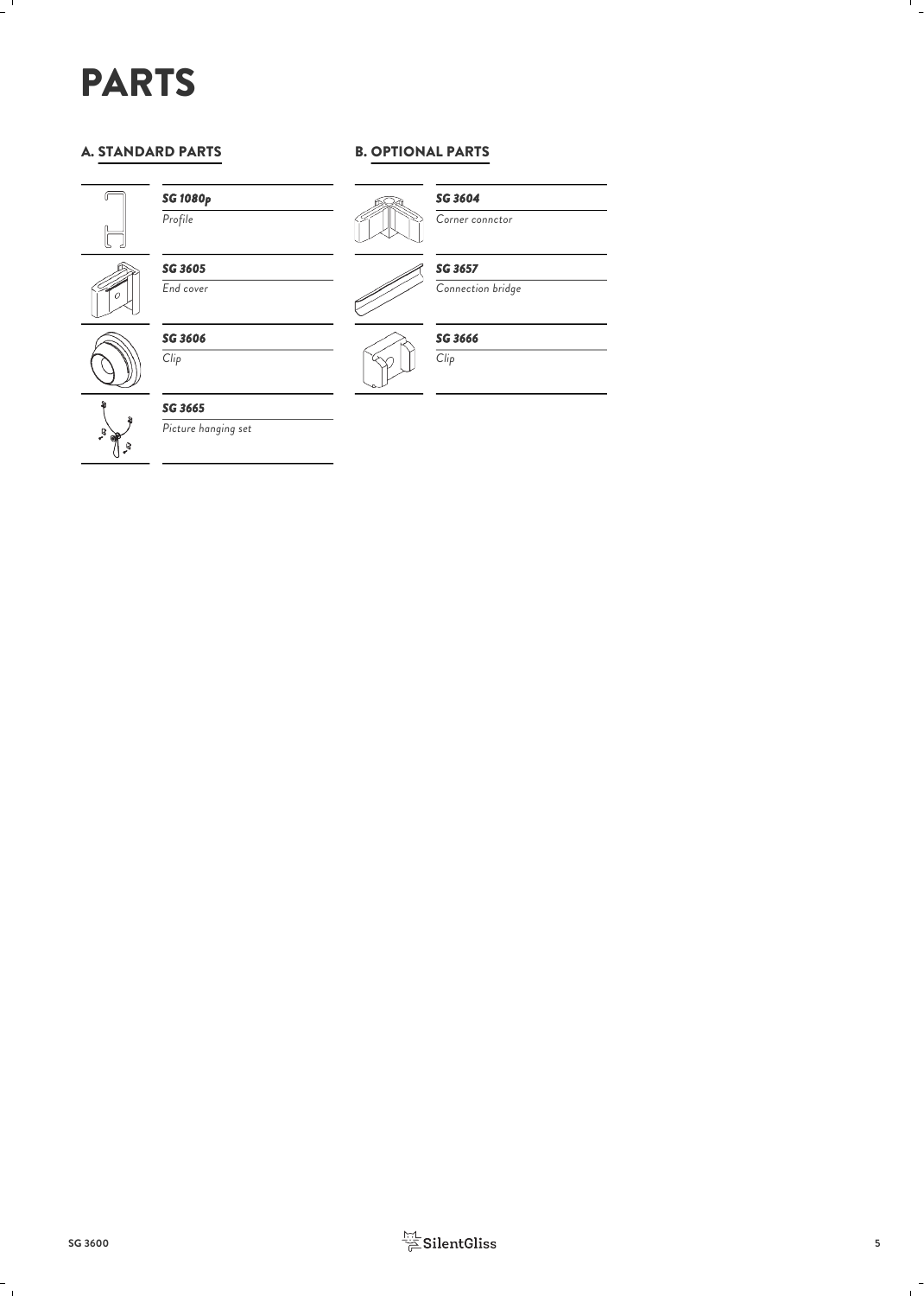# PARTS

## A. STANDARD PARTS

***SG 1080p***
*Profile*

***SG 3605***
*End cover*

***SG 3606***
*Clip*

***SG 3665***
*Picture hanging set*

## B. OPTIONAL PARTS

***SG 3604***
*Corner connctor*

***SG 3657***
*Connection bridge*

***SG 3666***
*Clip*